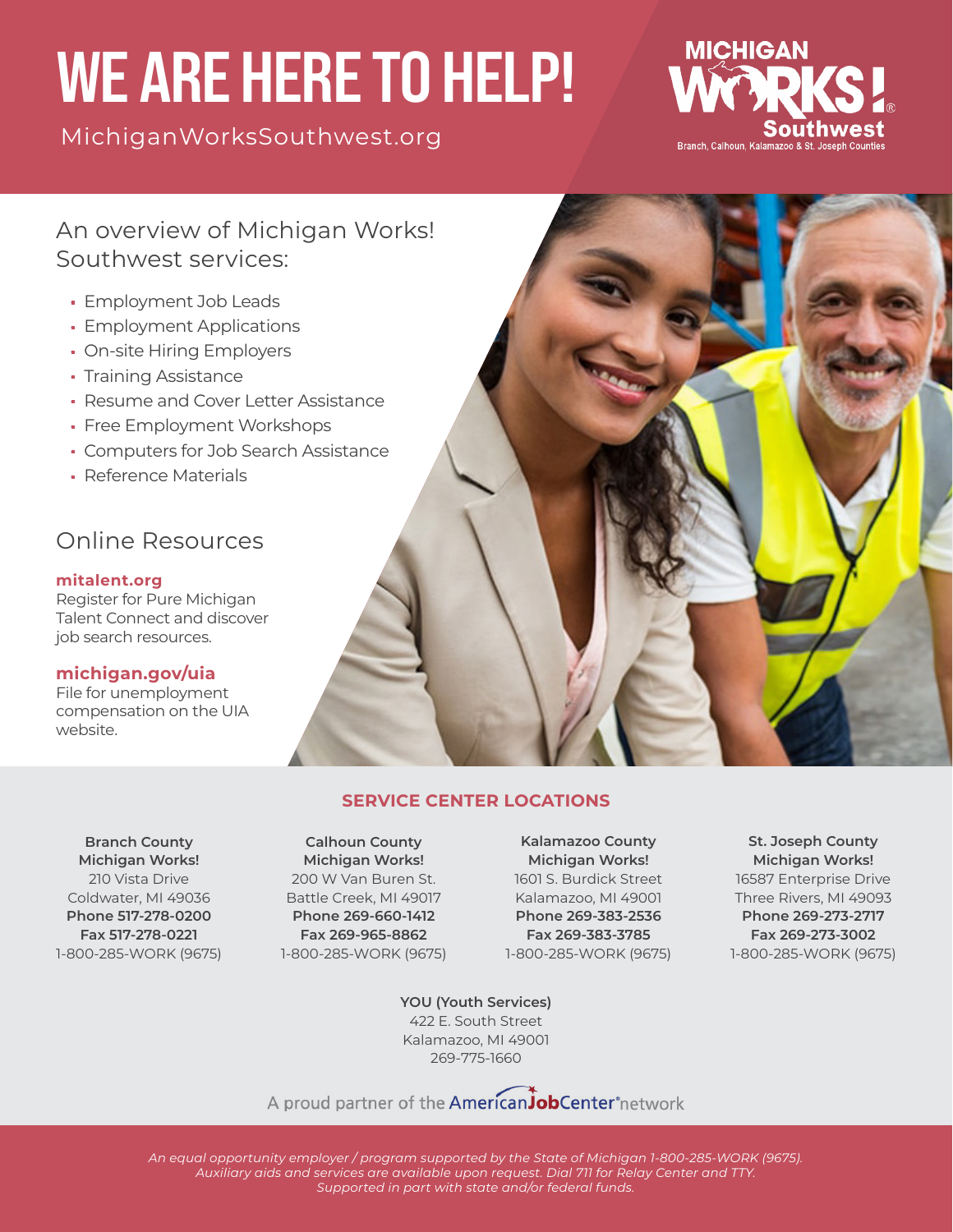# WE ARE HERE TO HELP!

MichiganWorksSouthwest.org

MICHIGAN WORKS! Southwest
Branch, Calhoun, Kalamazoo & St. Joseph Counties

## An overview of Michigan Works! Southwest services:

- Employment Job Leads
- Employment Applications
- On-site Hiring Employers
- Training Assistance
- Resume and Cover Letter Assistance
- Free Employment Workshops
- Computers for Job Search Assistance
- Reference Materials

## Online Resources

**mitalent.org**
Register for Pure Michigan Talent Connect and discover job search resources.

**michigan.gov/uia**
File for unemployment compensation on the UIA website.

## SERVICE CENTER LOCATIONS

**Branch County Michigan Works!**
210 Vista Drive
Coldwater, MI 49036
**Phone 517-278-0200**
**Fax 517-278-0221**
1-800-285-WORK (9675)

**Calhoun County Michigan Works!**
200 W Van Buren St.
Battle Creek, MI 49017
**Phone 269-660-1412**
**Fax 269-965-8862**
1-800-285-WORK (9675)

**Kalamazoo County Michigan Works!**
1601 S. Burdick Street
Kalamazoo, MI 49001
**Phone 269-383-2536**
**Fax 269-383-3785**
1-800-285-WORK (9675)

**St. Joseph County Michigan Works!**
16587 Enterprise Drive
Three Rivers, MI 49093
**Phone 269-273-2717**
**Fax 269-273-3002**
1-800-285-WORK (9675)

**YOU (Youth Services)**
422 E. South Street
Kalamazoo, MI 49001
269-775-1660

A proud partner of the AmericanJobCenter network

*An equal opportunity employer / program supported by the State of Michigan 1-800-285-WORK (9675). Auxiliary aids and services are available upon request. Dial 711 for Relay Center and TTY. Supported in part with state and/or federal funds.*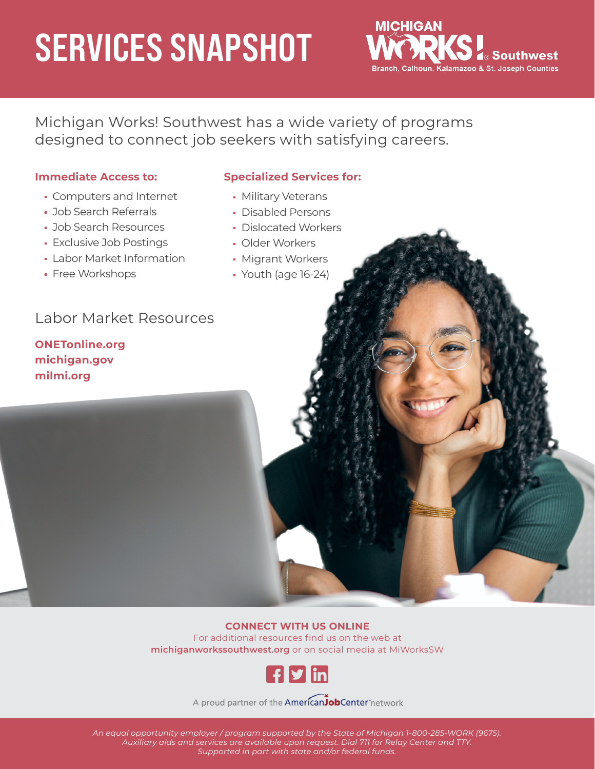# SERVICES SNAPSHOT

**MICHIGAN WORKS! Southwest**
Branch, Calhoun, Kalamazoo & St. Joseph Counties

Michigan Works! Southwest has a wide variety of programs designed to connect job seekers with satisfying careers.

### Immediate Access to:

- Computers and Internet
- Job Search Referrals
- Job Search Resources
- Exclusive Job Postings
- Labor Market Information
- Free Workshops

### Specialized Services for:

- Military Veterans
- Disabled Persons
- Dislocated Workers
- Older Workers
- Migrant Workers
- Youth (age 16-24)

## Labor Market Resources

**ONETonline.org**
**michigan.gov**
**milmi.org**

**CONNECT WITH US ONLINE**
For additional resources find us on the web at **michiganworkssouthwest.org** or on social media at MiWorksSW

A proud partner of the AmericanJobCenter network

*An equal opportunity employer / program supported by the State of Michigan 1-800-285-WORK (9675).*
*Auxiliary aids and services are available upon request. Dial 711 for Relay Center and TTY.*
*Supported in part with state and/or federal funds.*